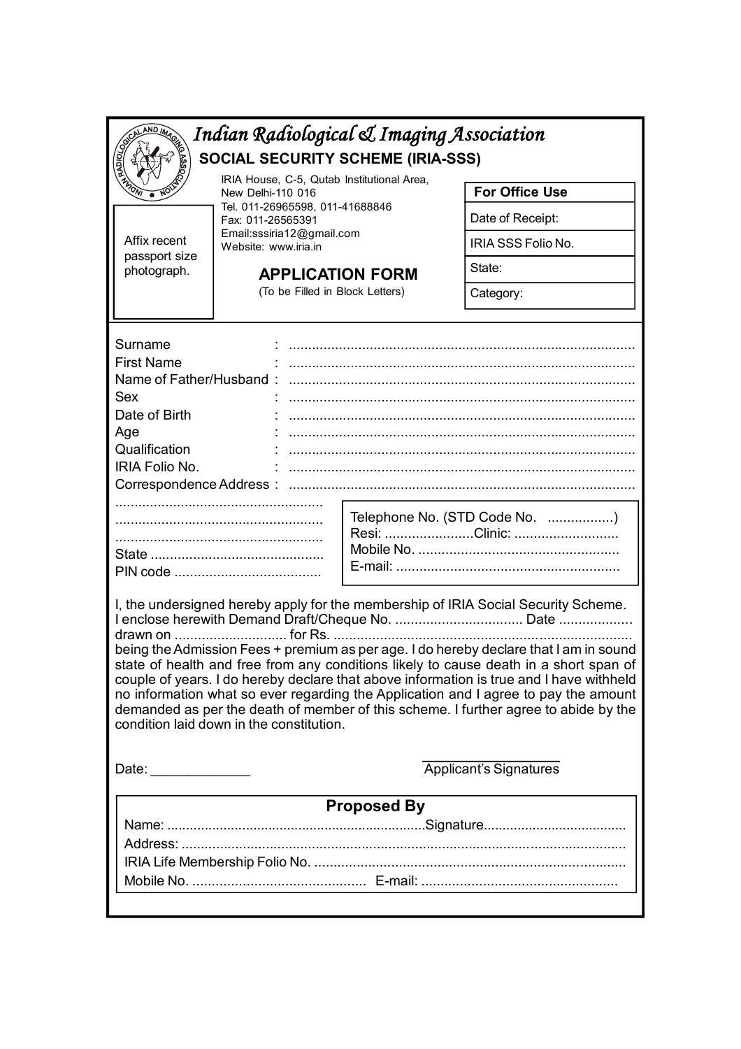# *Indian Radiological & Imaging Association*

## SOCIAL SECURITY SCHEME (IRIA-SSS)

IRIA House, C-5, Qutab Institutional Area,
New Delhi-110 016
Tel. 011-26965598, 011-41688846
Fax: 011-26565391
Email:sssiria12@gmail.com
Website: www.iria.in

Affix recent passport size photograph.

| For Office Use |
|---|
| Date of Receipt: |
| IRIA SSS Folio No. |
| State: |
| Category: |

## APPLICATION FORM

(To be Filled in Block Letters)

Surname : ..........................................................................................
First Name : ..........................................................................................
Name of Father/Husband : ..........................................................................................
Sex : ..........................................................................................
Date of Birth : ..........................................................................................
Age : ..........................................................................................
Qualification : ..........................................................................................
IRIA Folio No. : ..........................................................................................
Correspondence Address : ..........................................................................................
.....................................................
.....................................................
.....................................................
State .............................................
PIN code ......................................

Telephone No. (STD Code No. .................)
Resi: .......................Clinic: ...........................
Mobile No. ...................................................
E-mail: .........................................................

I, the undersigned hereby apply for the membership of IRIA Social Security Scheme. I enclose herewith Demand Draft/Cheque No. ................................. Date ................... drawn on ............................ for Rs. ............................................................................ being the Admission Fees + premium as per age. I do hereby declare that I am in sound state of health and free from any conditions likely to cause death in a short span of couple of years. I do hereby declare that above information is true and I have withheld no information what so ever regarding the Application and I agree to pay the amount demanded as per the death of member of this scheme. I further agree to abide by the condition laid down in the constitution.

Date: _____________

Applicant's Signatures

### Proposed By

Name: .....................................................................Signature.....................................
Address: ...................................................................................................................
IRIA Life Membership Folio No. .................................................................................
Mobile No. ............................................ E-mail: ..................................................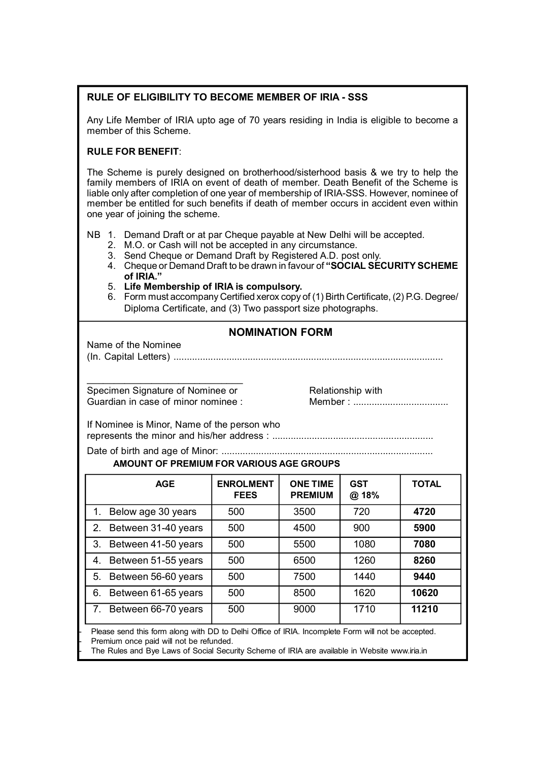## RULE OF ELIGIBILITY TO BECOME MEMBER OF IRIA - SSS

Any Life Member of IRIA upto age of 70 years residing in India is eligible to become a member of this Scheme.

**RULE FOR BENEFIT**:

The Scheme is purely designed on brotherhood/sisterhood basis & we try to help the family members of IRIA on event of death of member. Death Benefit of the Scheme is liable only after completion of one year of membership of IRIA-SSS. However, nominee of member be entitled for such benefits if death of member occurs in accident even within one year of joining the scheme.

NB
1. Demand Draft or at par Cheque payable at New Delhi will be accepted.
2. M.O. or Cash will not be accepted in any circumstance.
3. Send Cheque or Demand Draft by Registered A.D. post only.
4. Cheque or Demand Draft to be drawn in favour of **"SOCIAL SECURITY SCHEME of IRIA."**
5. **Life Membership of IRIA is compulsory.**
6. Form must accompany Certified xerox copy of (1) Birth Certificate, (2) P.G. Degree/ Diploma Certificate, and (3) Two passport size photographs.

## NOMINATION FORM

Name of the Nominee
(In. Capital Letters) ..................................................................................................

______________________________

Specimen Signature of Nominee or Guardian in case of minor nominee :

Relationship with Member : ....................................

If Nominee is Minor, Name of the person who represents the minor and his/her address : ............................................................

Date of birth and age of Minor: ...............................................................................

**AMOUNT OF PREMIUM FOR VARIOUS AGE GROUPS**

| AGE | ENROLMENT FEES | ONE TIME PREMIUM | GST @ 18% | TOTAL |
|---|---|---|---|---|
| 1. Below age 30 years | 500 | 3500 | 720 | **4720** |
| 2. Between 31-40 years | 500 | 4500 | 900 | **5900** |
| 3. Between 41-50 years | 500 | 5500 | 1080 | **7080** |
| 4. Between 51-55 years | 500 | 6500 | 1260 | **8260** |
| 5. Between 56-60 years | 500 | 7500 | 1440 | **9440** |
| 6. Between 61-65 years | 500 | 8500 | 1620 | **10620** |
| 7. Between 66-70 years | 500 | 9000 | 1710 | **11210** |

- Please send this form along with DD to Delhi Office of IRIA. Incomplete Form will not be accepted.
- Premium once paid will not be refunded.
- The Rules and Bye Laws of Social Security Scheme of IRIA are available in Website www.iria.in